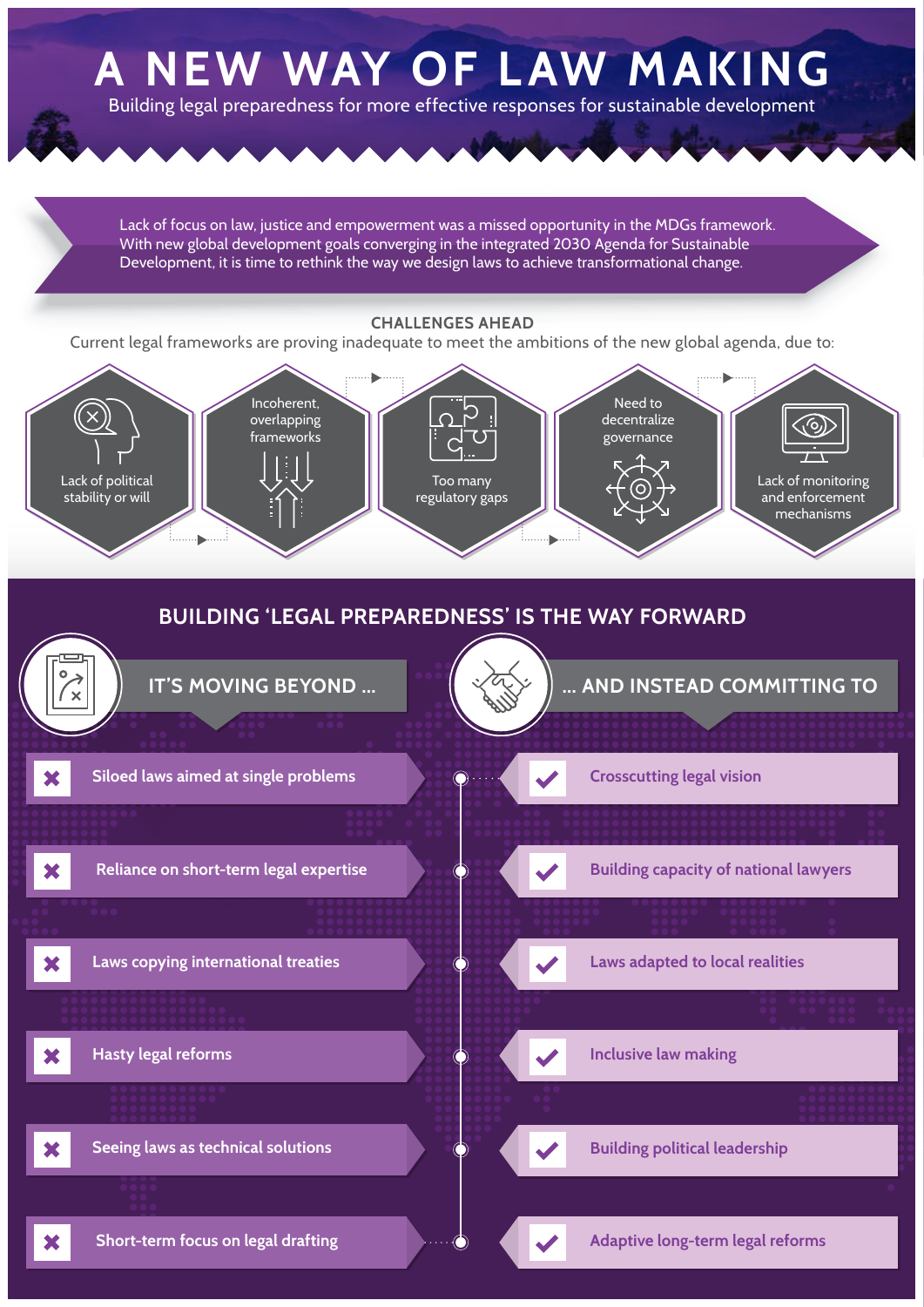# A NEW WAY OF LAW MAKING

Building legal preparedness for more effective responses for sustainable development

Lack of focus on law, justice and empowerment was a missed opportunity in the MDGs framework. With new global development goals converging in the integrated 2030 Agenda for Sustainable Development, it is time to rethink the way we design laws to achieve transformational change.

## CHALLENGES AHEAD

Current legal frameworks are proving inadequate to meet the ambitions of the new global agenda, due to:

- Lack of political stability or will
- Incoherent, overlapping frameworks
- Too many regulatory gaps
- Need to decentralize governance
- Lack of monitoring and enforcement mechanisms

## BUILDING 'LEGAL PREPAREDNESS' IS THE WAY FORWARD

| IT'S MOVING BEYOND ... | ... AND INSTEAD COMMITTING TO |
|---|---|
| ✖ Siloed laws aimed at single problems | ✔ Crosscutting legal vision |
| ✖ Reliance on short-term legal expertise | ✔ Building capacity of national lawyers |
| ✖ Laws copying international treaties | ✔ Laws adapted to local realities |
| ✖ Hasty legal reforms | ✔ Inclusive law making |
| ✖ Seeing laws as technical solutions | ✔ Building political leadership |
| ✖ Short-term focus on legal drafting | ✔ Adaptive long-term legal reforms |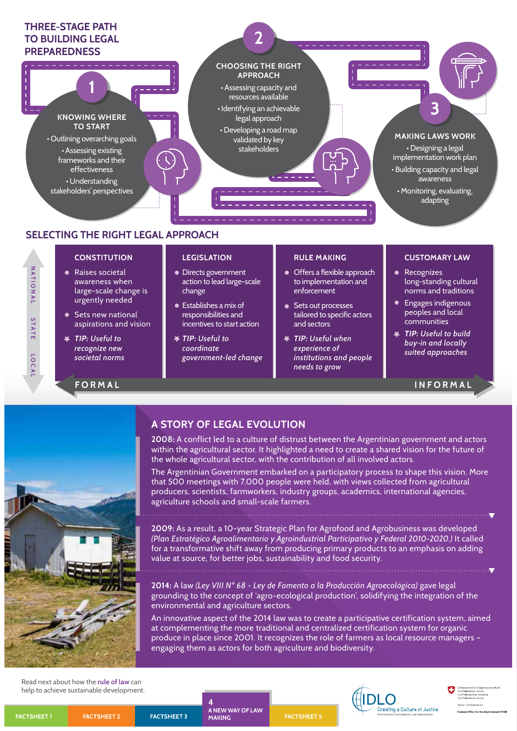## THREE-STAGE PATH TO BUILDING LEGAL PREPAREDNESS

### 1 KNOWING WHERE TO START

- Outlining overarching goals
- Assessing existing frameworks and their effectiveness
- Understanding stakeholders' perspectives

### 2 CHOOSING THE RIGHT APPROACH

- Assessing capacity and resources available
- Identifying an achievable legal approach
- Developing a road map validated by key stakeholders

### 3 MAKING LAWS WORK

- Designing a legal implementation work plan
- Building capacity and legal awareness
- Monitoring, evaluating, adapting

## SELECTING THE RIGHT LEGAL APPROACH

NATIONAL — STATE — LOCAL

### CONSTITUTION

- Raises societal awareness when large-scale change is urgently needed
- Sets new national aspirations and vision

*TIP: Useful to recognize new societal norms*

### LEGISLATION

- Directs government action to lead large-scale change
- Establishes a mix of responsibilities and incentives to start action

*TIP: Useful to coordinate government-led change*

### RULE MAKING

- Offers a flexible approach to implementation and enforcement
- Sets out processes tailored to specific actors and sectors

*TIP: Useful when experience of institutions and people needs to grow*

### CUSTOMARY LAW

- Recognizes long-standing cultural norms and traditions
- Engages indigenous peoples and local communities

*TIP: Useful to build buy-in and locally suited approaches*

FORMAL — INFORMAL

## A STORY OF LEGAL EVOLUTION

**2008:** A conflict led to a culture of distrust between the Argentinian government and actors within the agricultural sector. It highlighted a need to create a shared vision for the future of the whole agricultural sector, with the contribution of all involved actors.

The Argentinian Government embarked on a participatory process to shape this vision. More that 500 meetings with 7,000 people were held, with views collected from agricultural producers, scientists, farmworkers, industry groups, academics, international agencies, agriculture schools and small-scale farmers.

**2009:** As a result, a 10-year Strategic Plan for Agrofood and Agrobusiness was developed *(Plan Estratégico Agroalimentario y Agroindustrial Participativo y Federal 2010-2020.)* It called for a transformative shift away from producing primary products to an emphasis on adding value at source, for better jobs, sustainability and food security.

**2014:** A law *(Ley VIII N° 68 - Ley de Fomento a la Producción Agroecológica)* gave legal grounding to the concept of 'agro-ecological production', solidifying the integration of the environmental and agriculture sectors.

An innovative aspect of the 2014 law was to create a participative certification system, aimed at complementing the more traditional and centralized certification system for organic produce in place since 2001. It recognizes the role of farmers as local resource managers – engaging them as actors for both agriculture and biodiversity.

Read next about how the **rule of law** can help to achieve sustainable development.

FACTSHEET 1 | FACTSHEET 2 | FACTSHEET 3 | 4 A NEW WAY OF LAW MAKING | FACTSHEET 5

IDLO Creating a Culture of Justice — International Development Law Organization

Schweizerische Eidgenossenschaft / Confédération suisse / Confederazione Svizzera / Confederaziun svizra — Swiss Confederation — Federal Office for the Environment FOEN